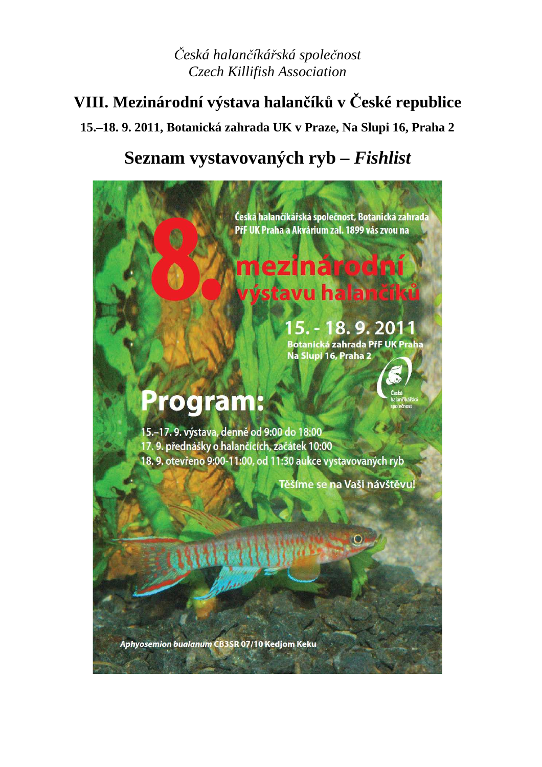*Česká halančíkářská společnost*
*Czech Killifish Association*

# VIII. Mezinárodní výstava halančíků v České republice

**15.–18. 9. 2011, Botanická zahrada UK v Praze, Na Slupi 16, Praha 2**

## Seznam vystavovaných ryb – *Fishlist*

Česká halančíkářská společnost, Botanická zahrada PřF UK Praha a Akvárium zal. 1899 vás zvou na

**8. mezinárodní výstavu halančíků**

**15. - 18. 9. 2011**
Botanická zahrada PřF UK Praha
Na Slupi 16, Praha 2

Česká halančíkářská společnost

**Program:**

15.–17. 9. výstava, denně od 9:00 do 18:00
17. 9. přednášky o halančících, začátek 10:00
18. 9. otevřeno 9:00-11:00, od 11:30 aukce vystavovaných ryb

Těšíme se na Vaši návštěvu!

*Aphyosemion bualanum* CB3SR 07/10 Kedjom Keku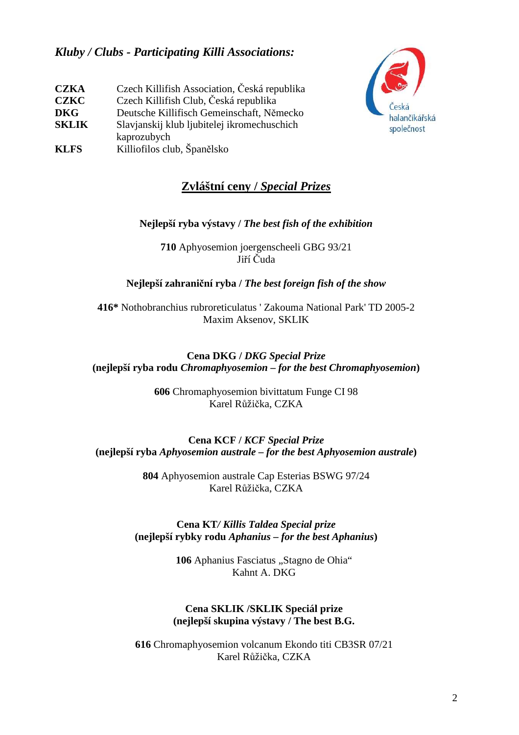## *Kluby / Clubs - Participating Killi Associations:*

| | |
|---|---|
| **CZKA** | Czech Killifish Association, Česká republika |
| **CZKC** | Czech Killifish Club, Česká republika |
| **DKG** | Deutsche Killifisch Gemeinschaft, Německo |
| **SKLIK** | Slavjanskij klub ljubitelej ikromechuschich kaprozubych |
| **KLFS** | Killiofilos club, Španělsko |

Česká halančíkářská společnost

## Zvláštní ceny / *Special Prizes*

### Nejlepší ryba výstavy / *The best fish of the exhibition*

**710** Aphyosemion joergenscheeli GBG 93/21
Jiří Čuda

### Nejlepší zahraniční ryba / *The best foreign fish of the show*

**416*** Nothobranchius rubroreticulatus ' Zakouma National Park' TD 2005-2
Maxim Aksenov, SKLIK

### Cena DKG / *DKG Special Prize*
### (nejlepší ryba rodu *Chromaphyosemion – for the best Chromaphyosemion*)

**606** Chromaphyosemion bivittatum Funge CI 98
Karel Růžička, CZKA

### Cena KCF / *KCF Special Prize*
### (nejlepší ryba *Aphyosemion australe – for the best Aphyosemion australe*)

**804** Aphyosemion australe Cap Esterias BSWG 97/24
Karel Růžička, CZKA

### Cena KT*/ Killis Taldea Special prize*
### (nejlepší rybky rodu *Aphanius – for the best Aphanius*)

**106** Aphanius Fasciatus „Stagno de Ohia"
Kahnt A. DKG

### Cena SKLIK /SKLIK Speciál prize
### (nejlepší skupina výstavy / The best B.G.

**616** Chromaphyosemion volcanum Ekondo titi CB3SR 07/21
Karel Růžička, CZKA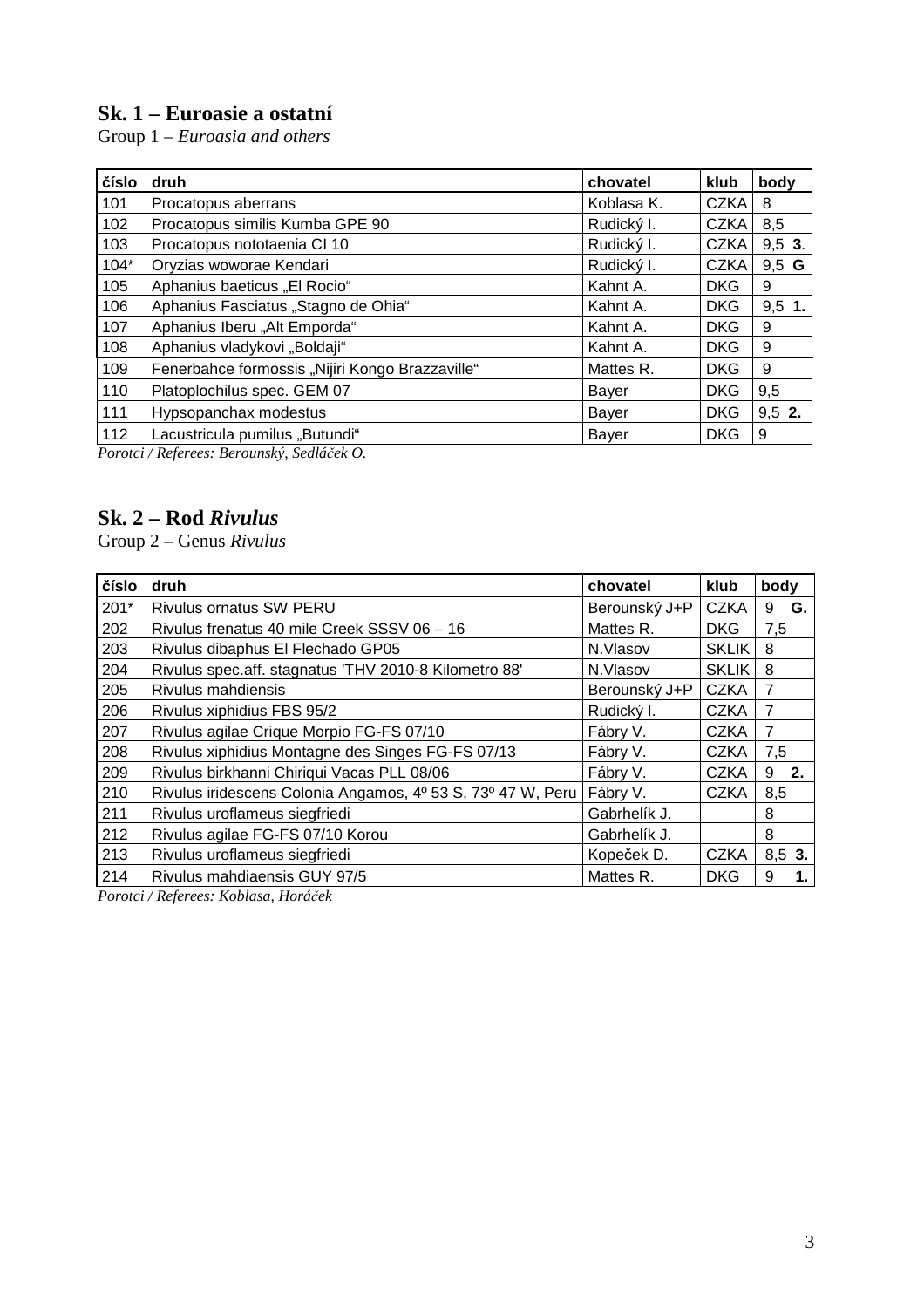## Sk. 1 – Euroasie a ostatní

Group 1 – *Euroasia and others*

| číslo | druh | chovatel | klub | body |
|---|---|---|---|---|
| 101 | Procatopus aberrans | Koblasa K. | CZKA | 8 |
| 102 | Procatopus similis Kumba GPE 90 | Rudický I. | CZKA | 8,5 |
| 103 | Procatopus nototaenia CI 10 | Rudický I. | CZKA | 9,5 **3**. |
| 104* | Oryzias woworae Kendari | Rudický I. | CZKA | 9,5 **G** |
| 105 | Aphanius baeticus „El Rocio“ | Kahnt A. | DKG | 9 |
| 106 | Aphanius Fasciatus „Stagno de Ohia“ | Kahnt A. | DKG | 9,5 **1.** |
| 107 | Aphanius Iberu „Alt Emporda“ | Kahnt A. | DKG | 9 |
| 108 | Aphanius vladykovi „Boldaji“ | Kahnt A. | DKG | 9 |
| 109 | Fenerbahce formossis „Nijiri Kongo Brazzaville“ | Mattes R. | DKG | 9 |
| 110 | Platoplochilus spec. GEM 07 | Bayer | DKG | 9,5 |
| 111 | Hypsopanchax modestus | Bayer | DKG | 9,5 **2.** |
| 112 | Lacustricula pumilus „Butundi“ | Bayer | DKG | 9 |

*Porotci / Referees: Berounský, Sedláček O.*

## Sk. 2 – Rod *Rivulus*

Group 2 – Genus *Rivulus*

| číslo | druh | chovatel | klub | body |
|---|---|---|---|---|
| 201* | Rivulus ornatus SW PERU | Berounský J+P | CZKA | 9 **G.** |
| 202 | Rivulus frenatus 40 mile Creek SSSV 06 – 16 | Mattes R. | DKG | 7,5 |
| 203 | Rivulus dibaphus El Flechado GP05 | N.Vlasov | SKLIK | 8 |
| 204 | Rivulus spec.aff. stagnatus 'THV 2010-8 Kilometro 88' | N.Vlasov | SKLIK | 8 |
| 205 | Rivulus mahdiensis | Berounský J+P | CZKA | 7 |
| 206 | Rivulus xiphidius FBS 95/2 | Rudický I. | CZKA | 7 |
| 207 | Rivulus agilae Crique Morpio FG-FS 07/10 | Fábry V. | CZKA | 7 |
| 208 | Rivulus xiphidius Montagne des Singes FG-FS 07/13 | Fábry V. | CZKA | 7,5 |
| 209 | Rivulus birkhanni Chiriqui Vacas PLL 08/06 | Fábry V. | CZKA | 9 **2.** |
| 210 | Rivulus iridescens Colonia Angamos, 4º 53 S, 73º 47 W, Peru | Fábry V. | CZKA | 8,5 |
| 211 | Rivulus uroflameus siegfriedi | Gabrhelík J. | | 8 |
| 212 | Rivulus agilae FG-FS 07/10 Korou | Gabrhelík J. | | 8 |
| 213 | Rivulus uroflameus siegfriedi | Kopeček D. | CZKA | 8,5 **3.** |
| 214 | Rivulus mahdiaensis GUY 97/5 | Mattes R. | DKG | 9 **1.** |

*Porotci / Referees: Koblasa, Horáček*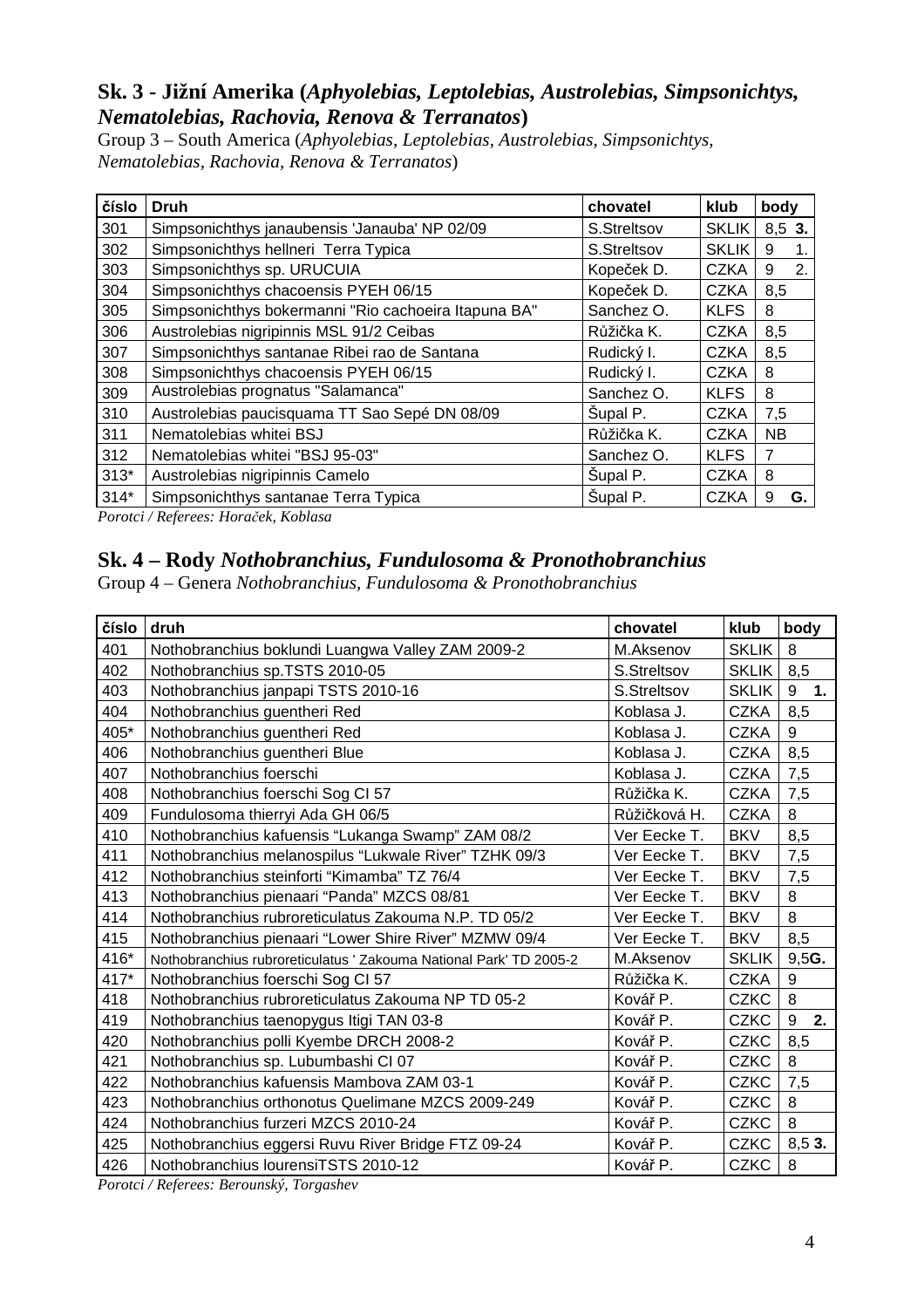## Sk. 3 - Jižní Amerika (*Aphyolebias, Leptolebias, Austrolebias, Simpsonichtys, Nematolebias, Rachovia, Renova & Terranatos*)

Group 3 – South America (*Aphyolebias, Leptolebias, Austrolebias, Simpsonichtys, Nematolebias, Rachovia, Renova & Terranatos*)

| číslo | Druh | chovatel | klub | body |
|---|---|---|---|---|
| 301 | Simpsonichthys janaubensis 'Janauba' NP 02/09 | S.Streltsov | SKLIK | 8,5 **3.** |
| 302 | Simpsonichthys hellneri Terra Typica | S.Streltsov | SKLIK | 9 1. |
| 303 | Simpsonichthys sp. URUCUIA | Kopeček D. | CZKA | 9 2. |
| 304 | Simpsonichthys chacoensis PYEH 06/15 | Kopeček D. | CZKA | 8,5 |
| 305 | Simpsonichthys bokermanni "Rio cachoeira Itapuna BA" | Sanchez O. | KLFS | 8 |
| 306 | Austrolebias nigripinnis MSL 91/2 Ceibas | Růžička K. | CZKA | 8,5 |
| 307 | Simpsonichthys santanae Ribei rao de Santana | Rudický I. | CZKA | 8,5 |
| 308 | Simpsonichthys chacoensis PYEH 06/15 | Rudický I. | CZKA | 8 |
| 309 | Austrolebias prognatus "Salamanca" | Sanchez O. | KLFS | 8 |
| 310 | Austrolebias paucisquama TT Sao Sepé DN 08/09 | Šupal P. | CZKA | 7,5 |
| 311 | Nematolebias whitei BSJ | Růžička K. | CZKA | NB |
| 312 | Nematolebias whitei "BSJ 95-03" | Sanchez O. | KLFS | 7 |
| 313* | Austrolebias nigripinnis Camelo | Šupal P. | CZKA | 8 |
| 314* | Simpsonichthys santanae Terra Typica | Šupal P. | CZKA | 9 **G.** |

*Porotci / Referees: Horaček, Koblasa*

## Sk. 4 – Rody *Nothobranchius, Fundulosoma & Pronothobranchius*

Group 4 – Genera *Nothobranchius, Fundulosoma & Pronothobranchius*

| číslo | druh | chovatel | klub | body |
|---|---|---|---|---|
| 401 | Nothobranchius boklundi Luangwa Valley ZAM 2009-2 | M.Aksenov | SKLIK | 8 |
| 402 | Nothobranchius sp.TSTS 2010-05 | S.Streltsov | SKLIK | 8,5 |
| 403 | Nothobranchius janpapi TSTS 2010-16 | S.Streltsov | SKLIK | 9 **1.** |
| 404 | Nothobranchius guentheri Red | Koblasa J. | CZKA | 8,5 |
| 405* | Nothobranchius guentheri Red | Koblasa J. | CZKA | 9 |
| 406 | Nothobranchius guentheri Blue | Koblasa J. | CZKA | 8,5 |
| 407 | Nothobranchius foerschi | Koblasa J. | CZKA | 7,5 |
| 408 | Nothobranchius foerschi Sog CI 57 | Růžička K. | CZKA | 7,5 |
| 409 | Fundulosoma thierryi Ada GH 06/5 | Růžičková H. | CZKA | 8 |
| 410 | Nothobranchius kafuensis "Lukanga Swamp" ZAM 08/2 | Ver Eecke T. | BKV | 8,5 |
| 411 | Nothobranchius melanospilus "Lukwale River" TZHK 09/3 | Ver Eecke T. | BKV | 7,5 |
| 412 | Nothobranchius steinforti "Kimamba" TZ 76/4 | Ver Eecke T. | BKV | 7,5 |
| 413 | Nothobranchius pienaari "Panda" MZCS 08/81 | Ver Eecke T. | BKV | 8 |
| 414 | Nothobranchius rubroreticulatus Zakouma N.P. TD 05/2 | Ver Eecke T. | BKV | 8 |
| 415 | Nothobranchius pienaari "Lower Shire River" MZMW 09/4 | Ver Eecke T. | BKV | 8,5 |
| 416* | Nothobranchius rubroreticulatus ' Zakouma National Park' TD 2005-2 | M.Aksenov | SKLIK | 9,5**G.** |
| 417* | Nothobranchius foerschi Sog CI 57 | Růžička K. | CZKA | 9 |
| 418 | Nothobranchius rubroreticulatus Zakouma NP TD 05-2 | Kovář P. | CZKC | 8 |
| 419 | Nothobranchius taenopygus Itigi TAN 03-8 | Kovář P. | CZKC | 9 **2.** |
| 420 | Nothobranchius polli Kyembe DRCH 2008-2 | Kovář P. | CZKC | 8,5 |
| 421 | Nothobranchius sp. Lubumbashi CI 07 | Kovář P. | CZKC | 8 |
| 422 | Nothobranchius kafuensis Mambova ZAM 03-1 | Kovář P. | CZKC | 7,5 |
| 423 | Nothobranchius orthonotus Quelimane MZCS 2009-249 | Kovář P. | CZKC | 8 |
| 424 | Nothobranchius furzeri MZCS 2010-24 | Kovář P. | CZKC | 8 |
| 425 | Nothobranchius eggersi Ruvu River Bridge FTZ 09-24 | Kovář P. | CZKC | 8,5 **3.** |
| 426 | Nothobranchius lourensiTSTS 2010-12 | Kovář P. | CZKC | 8 |

*Porotci / Referees: Berounský, Torgashev*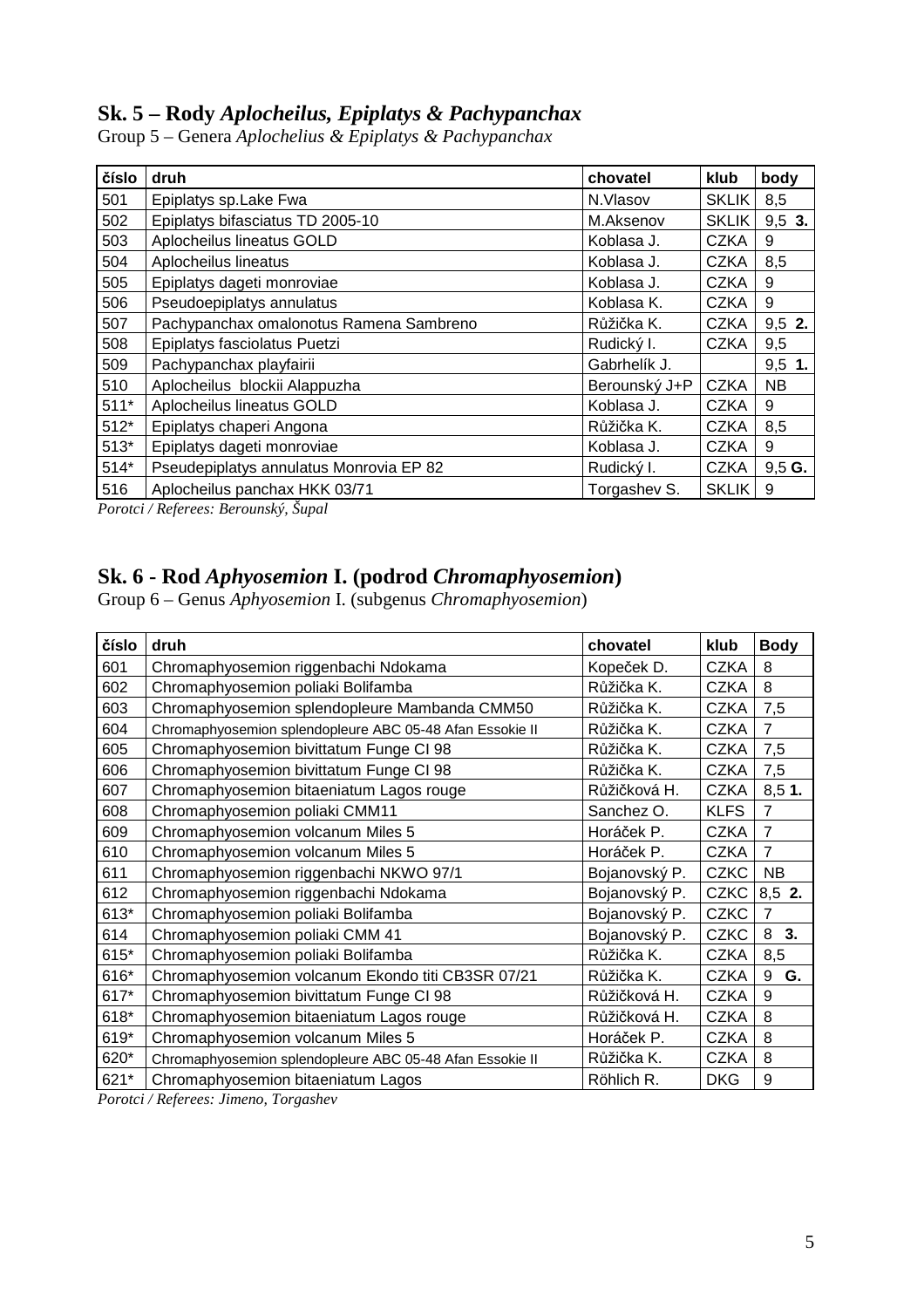## Sk. 5 – Rody *Aplocheilus, Epiplatys & Pachypanchax*

Group 5 – Genera *Aplochelius & Epiplatys & Pachypanchax*

| číslo | druh | chovatel | klub | body |
|---|---|---|---|---|
| 501 | Epiplatys sp.Lake Fwa | N.Vlasov | SKLIK | 8,5 |
| 502 | Epiplatys bifasciatus TD 2005-10 | M.Aksenov | SKLIK | 9,5 **3.** |
| 503 | Aplocheilus lineatus GOLD | Koblasa J. | CZKA | 9 |
| 504 | Aplocheilus lineatus | Koblasa J. | CZKA | 8,5 |
| 505 | Epiplatys dageti monroviae | Koblasa J. | CZKA | 9 |
| 506 | Pseudoepiplatys annulatus | Koblasa K. | CZKA | 9 |
| 507 | Pachypanchax omalonotus Ramena Sambreno | Růžička K. | CZKA | 9,5 **2.** |
| 508 | Epiplatys fasciolatus Puetzi | Rudický I. | CZKA | 9,5 |
| 509 | Pachypanchax playfairii | Gabrhelík J. | | 9,5 **1.** |
| 510 | Aplocheilus blockii Alappuzha | Berounský J+P | CZKA | NB |
| 511* | Aplocheilus lineatus GOLD | Koblasa J. | CZKA | 9 |
| 512* | Epiplatys chaperi Angona | Růžička K. | CZKA | 8,5 |
| 513* | Epiplatys dageti monroviae | Koblasa J. | CZKA | 9 |
| 514* | Pseudepiplatys annulatus Monrovia EP 82 | Rudický I. | CZKA | 9,5 **G.** |
| 516 | Aplocheilus panchax HKK 03/71 | Torgashev S. | SKLIK | 9 |

*Porotci / Referees: Berounský, Šupal*

## Sk. 6 - Rod *Aphyosemion* I. (podrod *Chromaphyosemion*)

Group 6 – Genus *Aphyosemion* I. (subgenus *Chromaphyosemion*)

| číslo | druh | chovatel | klub | Body |
|---|---|---|---|---|
| 601 | Chromaphyosemion riggenbachi Ndokama | Kopeček D. | CZKA | 8 |
| 602 | Chromaphyosemion poliaki Bolifamba | Růžička K. | CZKA | 8 |
| 603 | Chromaphyosemion splendopleure Mambanda CMM50 | Růžička K. | CZKA | 7,5 |
| 604 | Chromaphyosemion splendopleure ABC 05-48 Afan Essokie II | Růžička K. | CZKA | 7 |
| 605 | Chromaphyosemion bivittatum Funge CI 98 | Růžička K. | CZKA | 7,5 |
| 606 | Chromaphyosemion bivittatum Funge CI 98 | Růžička K. | CZKA | 7,5 |
| 607 | Chromaphyosemion bitaeniatum Lagos rouge | Růžičková H. | CZKA | 8,5 **1.** |
| 608 | Chromaphyosemion poliaki CMM11 | Sanchez O. | KLFS | 7 |
| 609 | Chromaphyosemion volcanum Miles 5 | Horáček P. | CZKA | 7 |
| 610 | Chromaphyosemion volcanum Miles 5 | Horáček P. | CZKA | 7 |
| 611 | Chromaphyosemion riggenbachi NKWO 97/1 | Bojanovský P. | CZKC | NB |
| 612 | Chromaphyosemion riggenbachi Ndokama | Bojanovský P. | CZKC | 8,5 **2.** |
| 613* | Chromaphyosemion poliaki Bolifamba | Bojanovský P. | CZKC | 7 |
| 614 | Chromaphyosemion poliaki CMM 41 | Bojanovský P. | CZKC | 8 **3.** |
| 615* | Chromaphyosemion poliaki Bolifamba | Růžička K. | CZKA | 8,5 |
| 616* | Chromaphyosemion volcanum Ekondo titi CB3SR 07/21 | Růžička K. | CZKA | 9 **G.** |
| 617* | Chromaphyosemion bivittatum Funge CI 98 | Růžičková H. | CZKA | 9 |
| 618* | Chromaphyosemion bitaeniatum Lagos rouge | Růžičková H. | CZKA | 8 |
| 619* | Chromaphyosemion volcanum Miles 5 | Horáček P. | CZKA | 8 |
| 620* | Chromaphyosemion splendopleure ABC 05-48 Afan Essokie II | Růžička K. | CZKA | 8 |
| 621* | Chromaphyosemion bitaeniatum Lagos | Röhlich R. | DKG | 9 |

*Porotci / Referees: Jimeno, Torgashev*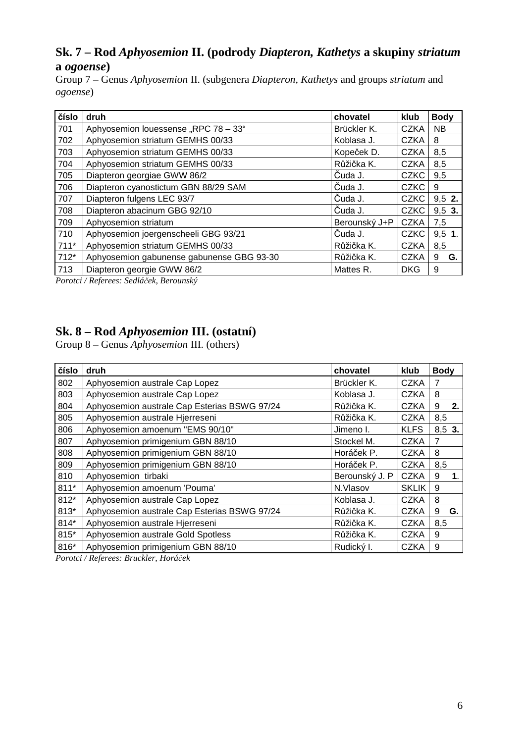## Sk. 7 – Rod *Aphyosemion* II. (podrody *Diapteron, Kathetys* a skupiny *striatum* a *ogoense*)

Group 7 – Genus *Aphyosemion* II. (subgenera *Diapteron, Kathetys* and groups *striatum* and *ogoense*)

| číslo | druh | chovatel | klub | Body |
|---|---|---|---|---|
| 701 | Aphyosemion louessense „RPC 78 – 33“ | Brückler K. | CZKA | NB |
| 702 | Aphyosemion striatum GEMHS 00/33 | Koblasa J. | CZKA | 8 |
| 703 | Aphyosemion striatum GEMHS 00/33 | Kopeček D. | CZKA | 8,5 |
| 704 | Aphyosemion striatum GEMHS 00/33 | Růžička K. | CZKA | 8,5 |
| 705 | Diapteron georgiae GWW 86/2 | Čuda J. | CZKC | 9,5 |
| 706 | Diapteron cyanostictum GBN 88/29 SAM | Čuda J. | CZKC | 9 |
| 707 | Diapteron fulgens LEC 93/7 | Čuda J. | CZKC | 9,5 **2.** |
| 708 | Diapteron abacinum GBG 92/10 | Čuda J. | CZKC | 9,5 **3.** |
| 709 | Aphyosemion striatum | Berounský J+P | CZKA | 7,5 |
| 710 | Aphyosemion joergenscheeli GBG 93/21 | Čuda J. | CZKC | 9,5 **1.** |
| 711* | Aphyosemion striatum GEMHS 00/33 | Růžička K. | CZKA | 8,5 |
| 712* | Aphyosemion gabunense gabunense GBG 93-30 | Růžička K. | CZKA | 9 **G.** |
| 713 | Diapteron georgie GWW 86/2 | Mattes R. | DKG | 9 |

*Porotci / Referees: Sedláček, Berounský*

## Sk. 8 – Rod *Aphyosemion* III. (ostatní)

Group 8 – Genus *Aphyosemion* III. (others)

| číslo | druh | chovatel | klub | Body |
|---|---|---|---|---|
| 802 | Aphyosemion australe Cap Lopez | Brückler K. | CZKA | 7 |
| 803 | Aphyosemion australe Cap Lopez | Koblasa J. | CZKA | 8 |
| 804 | Aphyosemion australe Cap Esterias BSWG 97/24 | Růžička K. | CZKA | 9 **2.** |
| 805 | Aphyosemion australe Hjerreseni | Růžička K. | CZKA | 8,5 |
| 806 | Aphyosemion amoenum "EMS 90/10" | Jimeno I. | KLFS | 8,5 **3.** |
| 807 | Aphyosemion primigenium GBN 88/10 | Stockel M. | CZKA | 7 |
| 808 | Aphyosemion primigenium GBN 88/10 | Horáček P. | CZKA | 8 |
| 809 | Aphyosemion primigenium GBN 88/10 | Horáček P. | CZKA | 8,5 |
| 810 | Aphyosemion tirbaki | Berounský J. P | CZKA | 9 **1.** |
| 811* | Aphyosemion amoenum 'Pouma' | N.Vlasov | SKLIK | 9 |
| 812* | Aphyosemion australe Cap Lopez | Koblasa J. | CZKA | 8 |
| 813* | Aphyosemion australe Cap Esterias BSWG 97/24 | Růžička K. | CZKA | 9 **G.** |
| 814* | Aphyosemion australe Hjerreseni | Růžička K. | CZKA | 8,5 |
| 815* | Aphyosemion australe Gold Spotless | Růžička K. | CZKA | 9 |
| 816* | Aphyosemion primigenium GBN 88/10 | Rudický I. | CZKA | 9 |

*Porotci / Referees: Bruckler, Horáček*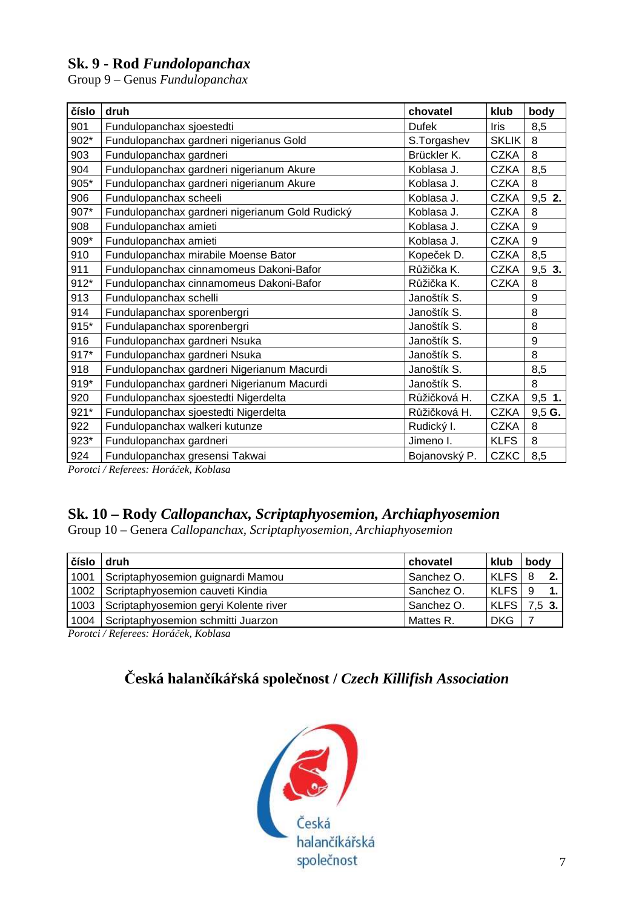## Sk. 9 - Rod *Fundolopanchax*

Group 9 – Genus *Fundulopanchax*

| číslo | druh | chovatel | klub | body |
|---|---|---|---|---|
| 901 | Fundulopanchax sjoestedti | Dufek | Iris | 8,5 |
| 902* | Fundulopanchax gardneri nigerianus Gold | S.Torgashev | SKLIK | 8 |
| 903 | Fundulopanchax gardneri | Brückler K. | CZKA | 8 |
| 904 | Fundulopanchax gardneri nigerianum Akure | Koblasa J. | CZKA | 8,5 |
| 905* | Fundulopanchax gardneri nigerianum Akure | Koblasa J. | CZKA | 8 |
| 906 | Fundulopanchax scheeli | Koblasa J. | CZKA | 9,5 **2.** |
| 907* | Fundulopanchax gardneri nigerianum Gold Rudický | Koblasa J. | CZKA | 8 |
| 908 | Fundulopanchax amieti | Koblasa J. | CZKA | 9 |
| 909* | Fundulopanchax amieti | Koblasa J. | CZKA | 9 |
| 910 | Fundulopanchax mirabile Moense Bator | Kopeček D. | CZKA | 8,5 |
| 911 | Fundulopanchax cinnamomeus Dakoni-Bafor | Růžička K. | CZKA | 9,5 **3.** |
| 912* | Fundulopanchax cinnamomeus Dakoni-Bafor | Růžička K. | CZKA | 8 |
| 913 | Fundulopanchax schelli | Janoštík S. | | 9 |
| 914 | Fundulapanchax sporenbergri | Janoštík S. | | 8 |
| 915* | Fundulapanchax sporenbergri | Janoštík S. | | 8 |
| 916 | Fundulopanchax gardneri Nsuka | Janoštík S. | | 9 |
| 917* | Fundulopanchax gardneri Nsuka | Janoštík S. | | 8 |
| 918 | Fundulopanchax gardneri Nigerianum Macurdi | Janoštík S. | | 8,5 |
| 919* | Fundulopanchax gardneri Nigerianum Macurdi | Janoštík S. | | 8 |
| 920 | Fundulopanchax sjoestedti Nigerdelta | Růžičková H. | CZKA | 9,5 **1.** |
| 921* | Fundulopanchax sjoestedti Nigerdelta | Růžičková H. | CZKA | 9,5 **G.** |
| 922 | Fundulopanchax walkeri kutunze | Rudický I. | CZKA | 8 |
| 923* | Fundulopanchax gardneri | Jimeno I. | KLFS | 8 |
| 924 | Fundulopanchax gresensi Takwai | Bojanovský P. | CZKC | 8,5 |

*Porotci / Referees: Horáček, Koblasa*

## Sk. 10 – Rody *Callopanchax, Scriptaphyosemion, Archiaphyosemion*

Group 10 – Genera *Callopanchax, Scriptaphyosemion, Archiaphyosemion*

| číslo | druh | chovatel | klub | body |
|---|---|---|---|---|
| 1001 | Scriptaphyosemion guignardi Mamou | Sanchez O. | KLFS | 8 **2.** |
| 1002 | Scriptaphyosemion cauveti Kindia | Sanchez O. | KLFS | 9 **1.** |
| 1003 | Scriptaphyosemion geryi Kolente river | Sanchez O. | KLFS | 7,5 **3.** |
| 1004 | Scriptaphyosemion schmitti Juarzon | Mattes R. | DKG | 7 |

*Porotci / Referees: Horáček, Koblasa*

## Česká halančíkářská společnost / *Czech Killifish Association*

Česká halančíkářská společnost